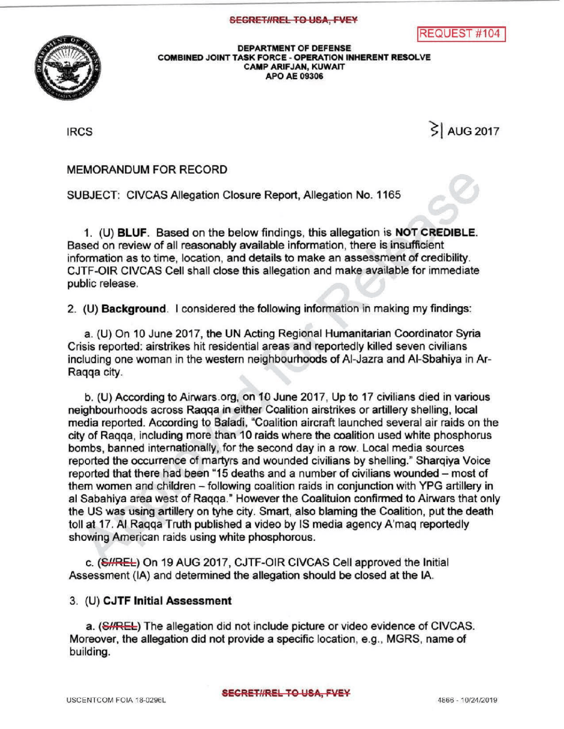SECRET//REL TO USA, FVEY

REQUEST #104

DEPARTMENT OF DEFENSE
COMBINED JOINT TASK FORCE - OPERATION INHERENT RESOLVE
CAMP ARIFJAN, KUWAIT
APO AE 09306

IRCS

31 AUG 2017

MEMORANDUM FOR RECORD

SUBJECT: CIVCAS Allegation Closure Report, Allegation No. 1165

1. (U) **BLUF**. Based on the below findings, this allegation is **NOT CREDIBLE**. Based on review of all reasonably available information, there is insufficient information as to time, location, and details to make an assessment of credibility. CJTF-OIR CIVCAS Cell shall close this allegation and make available for immediate public release.

2. (U) **Background**. I considered the following information in making my findings:

   a. (U) On 10 June 2017, the UN Acting Regional Humanitarian Coordinator Syria Crisis reported: airstrikes hit residential areas and reportedly killed seven civilians including one woman in the western neighbourhoods of Al-Jazra and Al-Sbahiya in Ar-Raqqa city.

   b. (U) According to Airwars.org, on 10 June 2017, Up to 17 civilians died in various neighbourhoods across Raqqa in either Coalition airstrikes or artillery shelling, local media reported. According to Baladi, "Coalition aircraft launched several air raids on the city of Raqqa, including more than 10 raids where the coalition used white phosphorus bombs, banned internationally, for the second day in a row. Local media sources reported the occurrence of martyrs and wounded civilians by shelling." Sharqiya Voice reported that there had been "15 deaths and a number of civilians wounded – most of them women and children – following coalition raids in conjunction with YPG artillery in al Sabahiya area west of Raqqa." However the Coalituion confirmed to Airwars that only the US was using artillery on tyhe city. Smart, also blaming the Coalition, put the death toll at 17. Al Raqqa Truth published a video by IS media agency A'maq reportedly showing American raids using white phosphorous.

   c. (~~S//REL~~) On 19 AUG 2017, CJTF-OIR CIVCAS Cell approved the Initial Assessment (IA) and determined the allegation should be closed at the IA.

3. (U) **CJTF Initial Assessment**

   a. (~~S//REL~~) The allegation did not include picture or video evidence of CIVCAS. Moreover, the allegation did not provide a specific location, e.g., MGRS, name of building.

USCENTCOM FOIA 18-0296L

SECRET//REL TO USA, FVEY

4866 - 10/24/2019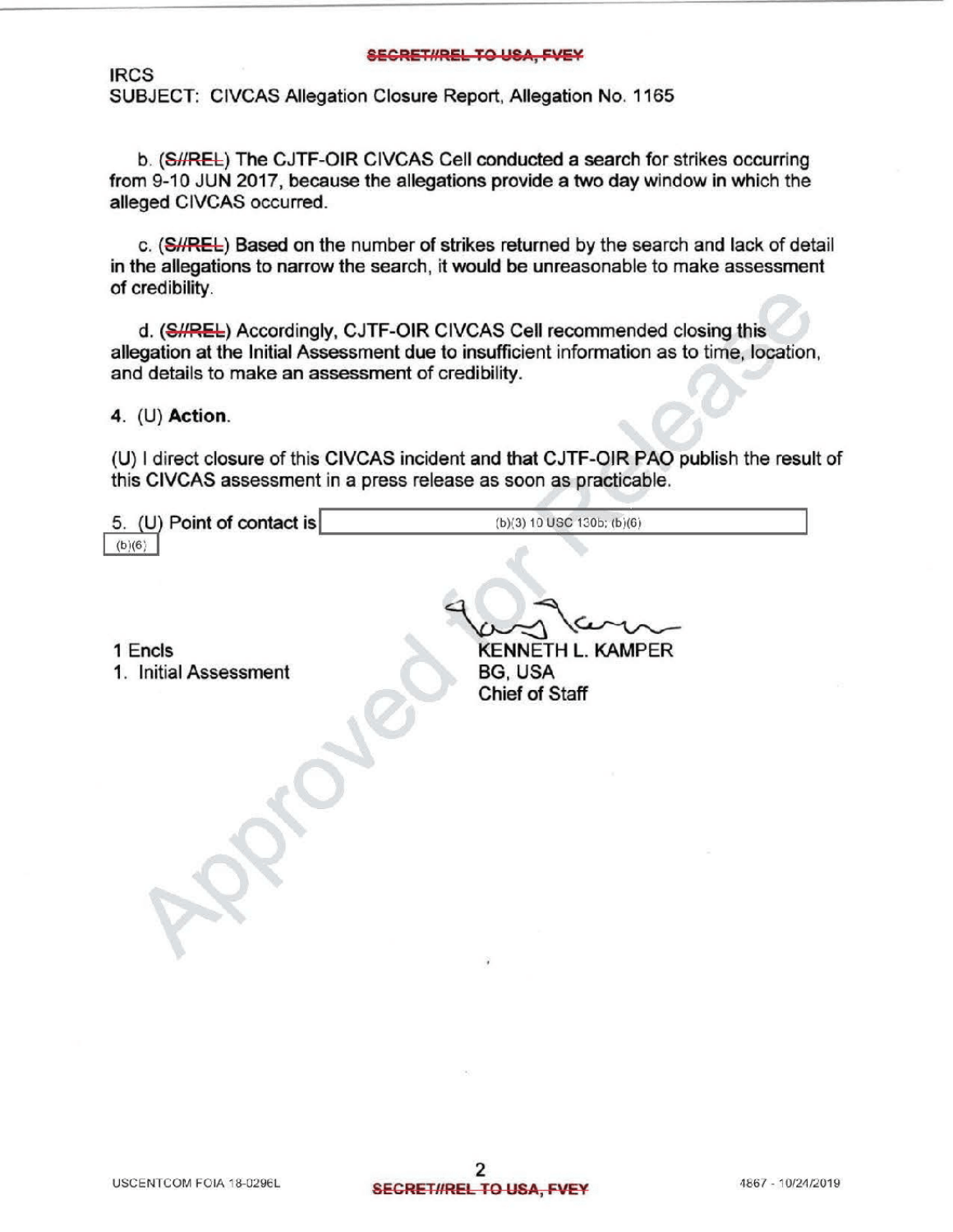IRCS
SUBJECT: CIVCAS Allegation Closure Report, Allegation No. 1165

b. (S//REL) The CJTF-OIR CIVCAS Cell conducted a search for strikes occurring from 9-10 JUN 2017, because the allegations provide a two day window in which the alleged CIVCAS occurred.

c. (S//REL) Based on the number of strikes returned by the search and lack of detail in the allegations to narrow the search, it would be unreasonable to make assessment of credibility.

d. (S//REL) Accordingly, CJTF-OIR CIVCAS Cell recommended closing this allegation at the Initial Assessment due to insufficient information as to time, location, and details to make an assessment of credibility.

4. (U) **Action**.

(U) I direct closure of this CIVCAS incident and that CJTF-OIR PAO publish the result of this CIVCAS assessment in a press release as soon as practicable.

5. (U) Point of contact is (b)(3) 10 USC 130b; (b)(6)
(b)(6)

1 Encls
1. Initial Assessment

KENNETH L. KAMPER
BG, USA
Chief of Staff

USCENTCOM FOIA 18-0296L

4867 - 10/24/2019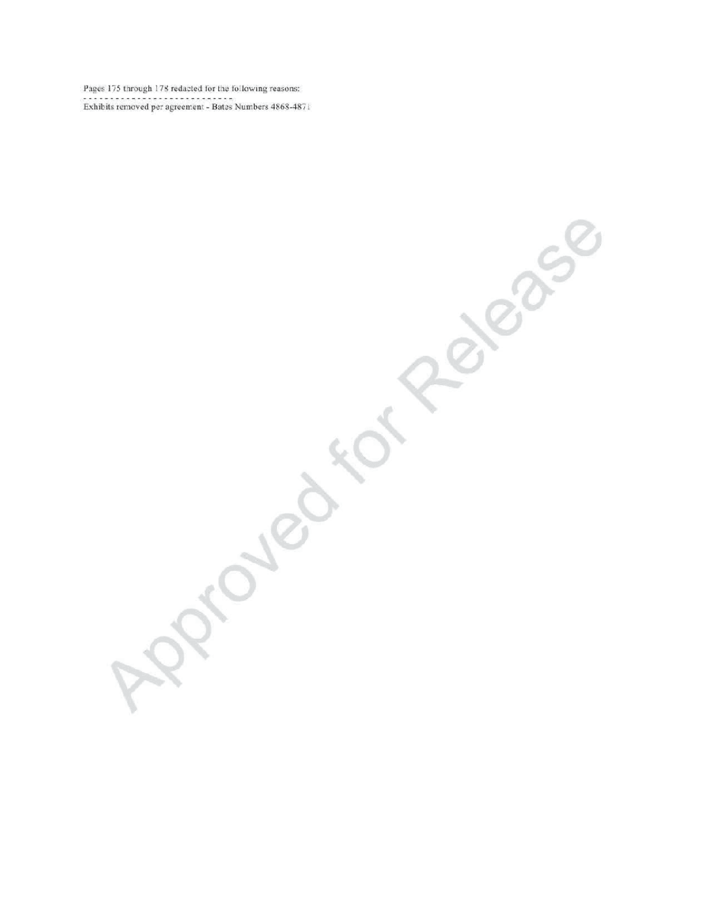Pages 175 through 178 redacted for the following reasons:

- - - - - - - - - - - - - - - - - - - - - - - - - - -

Exhibits removed per agreement - Bates Numbers 4868-4871

Approved for Release